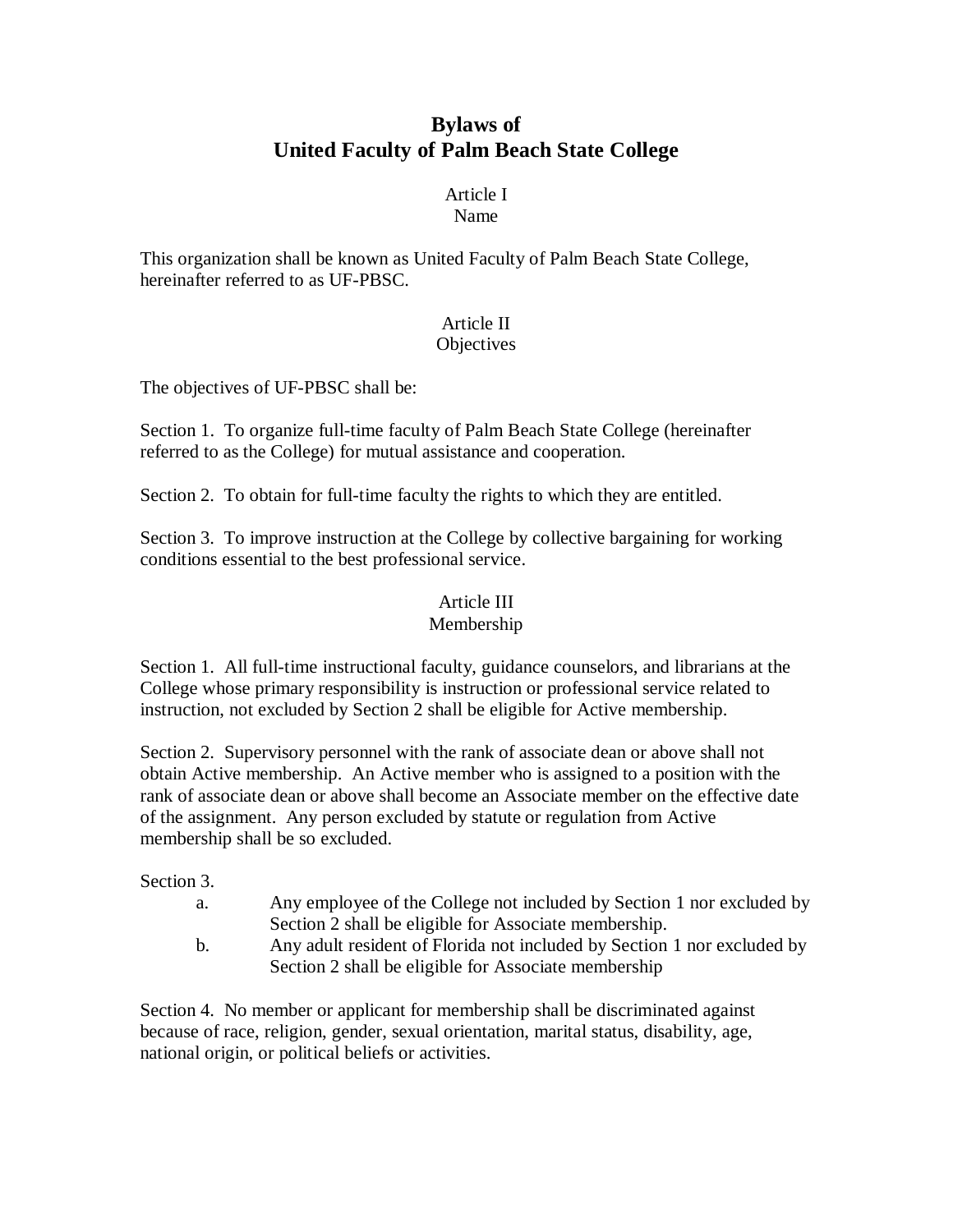# Bylaws of United Faculty of Palm Beach State College

## Article I
## Name

This organization shall be known as United Faculty of Palm Beach State College, hereinafter referred to as UF-PBSC.

## Article II
## Objectives

The objectives of UF-PBSC shall be:

Section 1. To organize full-time faculty of Palm Beach State College (hereinafter referred to as the College) for mutual assistance and cooperation.

Section 2. To obtain for full-time faculty the rights to which they are entitled.

Section 3. To improve instruction at the College by collective bargaining for working conditions essential to the best professional service.

## Article III
## Membership

Section 1. All full-time instructional faculty, guidance counselors, and librarians at the College whose primary responsibility is instruction or professional service related to instruction, not excluded by Section 2 shall be eligible for Active membership.

Section 2. Supervisory personnel with the rank of associate dean or above shall not obtain Active membership. An Active member who is assigned to a position with the rank of associate dean or above shall become an Associate member on the effective date of the assignment. Any person excluded by statute or regulation from Active membership shall be so excluded.

Section 3.

a. Any employee of the College not included by Section 1 nor excluded by Section 2 shall be eligible for Associate membership.

b. Any adult resident of Florida not included by Section 1 nor excluded by Section 2 shall be eligible for Associate membership

Section 4. No member or applicant for membership shall be discriminated against because of race, religion, gender, sexual orientation, marital status, disability, age, national origin, or political beliefs or activities.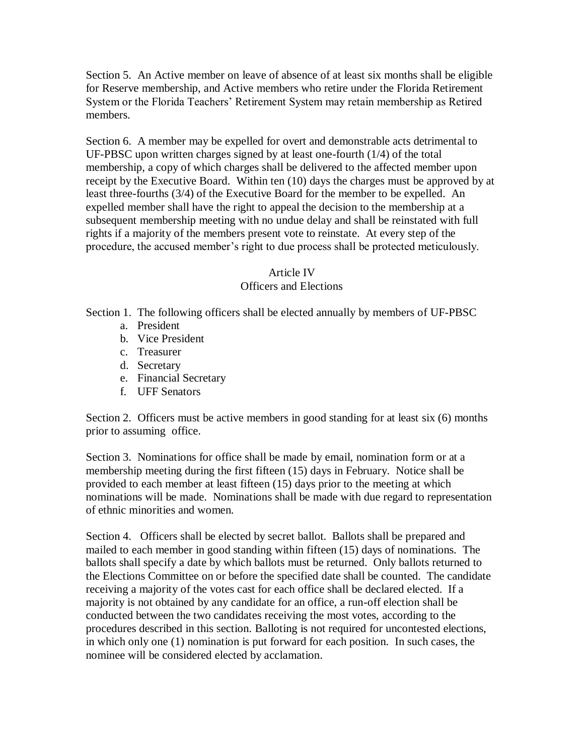Section 5. An Active member on leave of absence of at least six months shall be eligible for Reserve membership, and Active members who retire under the Florida Retirement System or the Florida Teachers' Retirement System may retain membership as Retired members.

Section 6. A member may be expelled for overt and demonstrable acts detrimental to UF-PBSC upon written charges signed by at least one-fourth (1/4) of the total membership, a copy of which charges shall be delivered to the affected member upon receipt by the Executive Board. Within ten (10) days the charges must be approved by at least three-fourths (3/4) of the Executive Board for the member to be expelled. An expelled member shall have the right to appeal the decision to the membership at a subsequent membership meeting with no undue delay and shall be reinstated with full rights if a majority of the members present vote to reinstate. At every step of the procedure, the accused member's right to due process shall be protected meticulously.

## Article IV
## Officers and Elections

Section 1. The following officers shall be elected annually by members of UF-PBSC

a. President
b. Vice President
c. Treasurer
d. Secretary
e. Financial Secretary
f. UFF Senators

Section 2. Officers must be active members in good standing for at least six (6) months prior to assuming office.

Section 3. Nominations for office shall be made by email, nomination form or at a membership meeting during the first fifteen (15) days in February. Notice shall be provided to each member at least fifteen (15) days prior to the meeting at which nominations will be made. Nominations shall be made with due regard to representation of ethnic minorities and women.

Section 4. Officers shall be elected by secret ballot. Ballots shall be prepared and mailed to each member in good standing within fifteen (15) days of nominations. The ballots shall specify a date by which ballots must be returned. Only ballots returned to the Elections Committee on or before the specified date shall be counted. The candidate receiving a majority of the votes cast for each office shall be declared elected. If a majority is not obtained by any candidate for an office, a run-off election shall be conducted between the two candidates receiving the most votes, according to the procedures described in this section. Balloting is not required for uncontested elections, in which only one (1) nomination is put forward for each position. In such cases, the nominee will be considered elected by acclamation.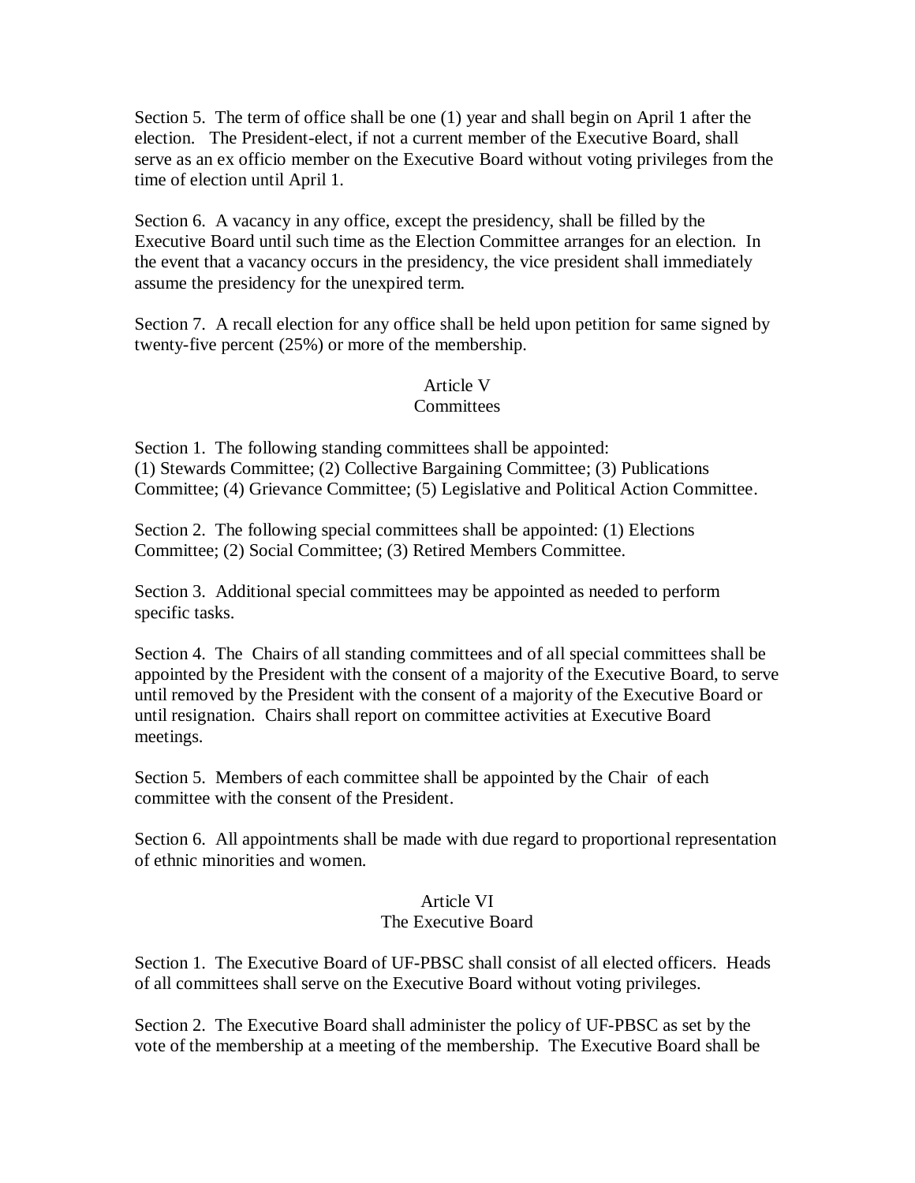Section 5. The term of office shall be one (1) year and shall begin on April 1 after the election. The President-elect, if not a current member of the Executive Board, shall serve as an ex officio member on the Executive Board without voting privileges from the time of election until April 1.

Section 6. A vacancy in any office, except the presidency, shall be filled by the Executive Board until such time as the Election Committee arranges for an election. In the event that a vacancy occurs in the presidency, the vice president shall immediately assume the presidency for the unexpired term.

Section 7. A recall election for any office shall be held upon petition for same signed by twenty-five percent (25%) or more of the membership.

## Article V
## Committees

Section 1. The following standing committees shall be appointed:
(1) Stewards Committee; (2) Collective Bargaining Committee; (3) Publications Committee; (4) Grievance Committee; (5) Legislative and Political Action Committee.

Section 2. The following special committees shall be appointed: (1) Elections Committee; (2) Social Committee; (3) Retired Members Committee.

Section 3. Additional special committees may be appointed as needed to perform specific tasks.

Section 4. The Chairs of all standing committees and of all special committees shall be appointed by the President with the consent of a majority of the Executive Board, to serve until removed by the President with the consent of a majority of the Executive Board or until resignation. Chairs shall report on committee activities at Executive Board meetings.

Section 5. Members of each committee shall be appointed by the Chair of each committee with the consent of the President.

Section 6. All appointments shall be made with due regard to proportional representation of ethnic minorities and women.

## Article VI
## The Executive Board

Section 1. The Executive Board of UF-PBSC shall consist of all elected officers. Heads of all committees shall serve on the Executive Board without voting privileges.

Section 2. The Executive Board shall administer the policy of UF-PBSC as set by the vote of the membership at a meeting of the membership. The Executive Board shall be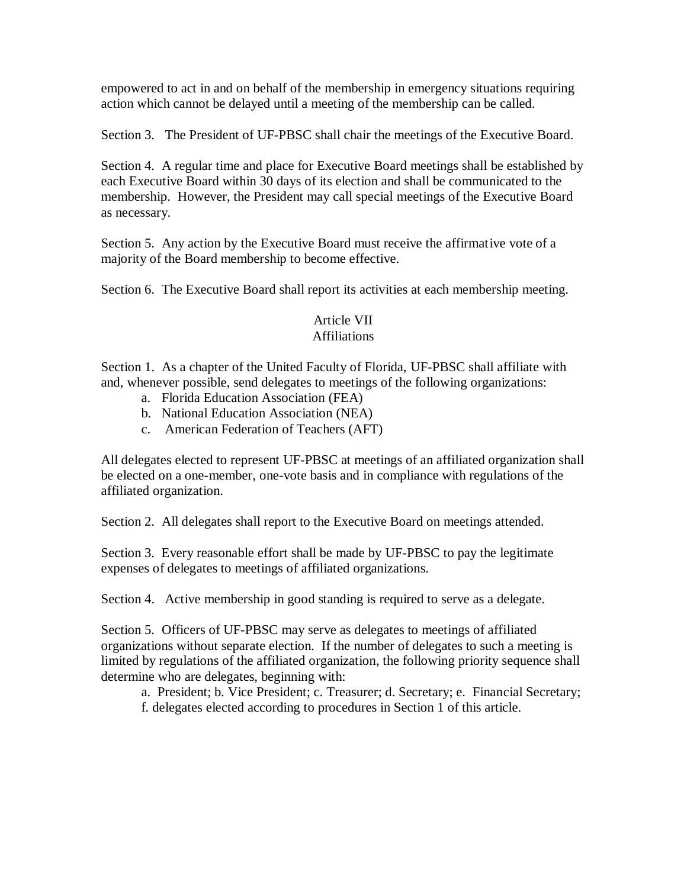empowered to act in and on behalf of the membership in emergency situations requiring action which cannot be delayed until a meeting of the membership can be called.

Section 3. The President of UF-PBSC shall chair the meetings of the Executive Board.

Section 4. A regular time and place for Executive Board meetings shall be established by each Executive Board within 30 days of its election and shall be communicated to the membership. However, the President may call special meetings of the Executive Board as necessary.

Section 5. Any action by the Executive Board must receive the affirmative vote of a majority of the Board membership to become effective.

Section 6. The Executive Board shall report its activities at each membership meeting.

## Article VII
## Affiliations

Section 1. As a chapter of the United Faculty of Florida, UF-PBSC shall affiliate with and, whenever possible, send delegates to meetings of the following organizations:

a. Florida Education Association (FEA)
b. National Education Association (NEA)
c. American Federation of Teachers (AFT)

All delegates elected to represent UF-PBSC at meetings of an affiliated organization shall be elected on a one-member, one-vote basis and in compliance with regulations of the affiliated organization.

Section 2. All delegates shall report to the Executive Board on meetings attended.

Section 3. Every reasonable effort shall be made by UF-PBSC to pay the legitimate expenses of delegates to meetings of affiliated organizations.

Section 4. Active membership in good standing is required to serve as a delegate.

Section 5. Officers of UF-PBSC may serve as delegates to meetings of affiliated organizations without separate election. If the number of delegates to such a meeting is limited by regulations of the affiliated organization, the following priority sequence shall determine who are delegates, beginning with:

a. President; b. Vice President; c. Treasurer; d. Secretary; e. Financial Secretary; f. delegates elected according to procedures in Section 1 of this article.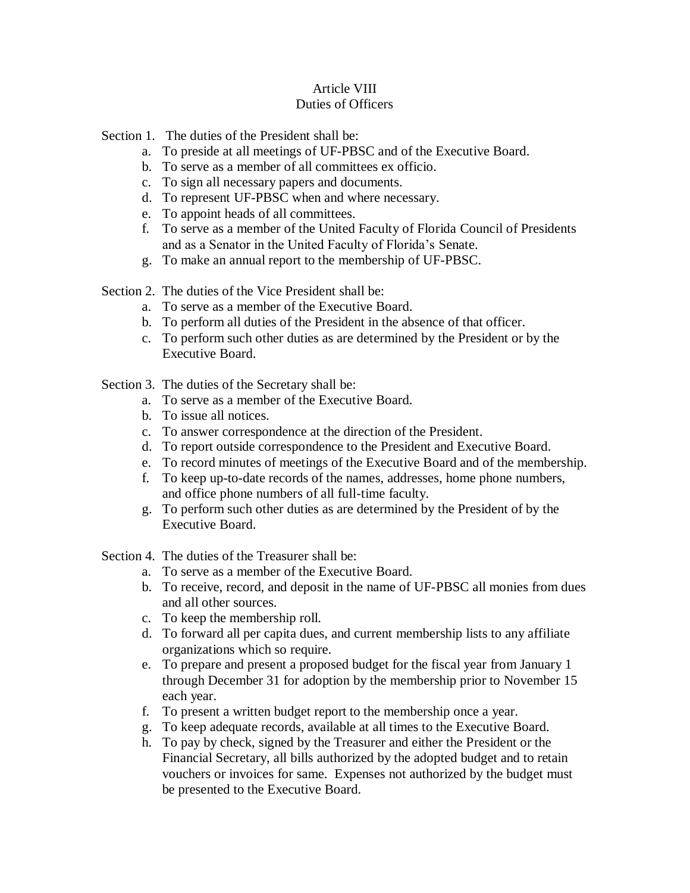## Article VIII
## Duties of Officers

Section 1. The duties of the President shall be:

a. To preside at all meetings of UF-PBSC and of the Executive Board.
b. To serve as a member of all committees ex officio.
c. To sign all necessary papers and documents.
d. To represent UF-PBSC when and where necessary.
e. To appoint heads of all committees.
f. To serve as a member of the United Faculty of Florida Council of Presidents and as a Senator in the United Faculty of Florida's Senate.
g. To make an annual report to the membership of UF-PBSC.

Section 2. The duties of the Vice President shall be:

a. To serve as a member of the Executive Board.
b. To perform all duties of the President in the absence of that officer.
c. To perform such other duties as are determined by the President or by the Executive Board.

Section 3. The duties of the Secretary shall be:

a. To serve as a member of the Executive Board.
b. To issue all notices.
c. To answer correspondence at the direction of the President.
d. To report outside correspondence to the President and Executive Board.
e. To record minutes of meetings of the Executive Board and of the membership.
f. To keep up-to-date records of the names, addresses, home phone numbers, and office phone numbers of all full-time faculty.
g. To perform such other duties as are determined by the President of by the Executive Board.

Section 4. The duties of the Treasurer shall be:

a. To serve as a member of the Executive Board.
b. To receive, record, and deposit in the name of UF-PBSC all monies from dues and all other sources.
c. To keep the membership roll.
d. To forward all per capita dues, and current membership lists to any affiliate organizations which so require.
e. To prepare and present a proposed budget for the fiscal year from January 1 through December 31 for adoption by the membership prior to November 15 each year.
f. To present a written budget report to the membership once a year.
g. To keep adequate records, available at all times to the Executive Board.
h. To pay by check, signed by the Treasurer and either the President or the Financial Secretary, all bills authorized by the adopted budget and to retain vouchers or invoices for same. Expenses not authorized by the budget must be presented to the Executive Board.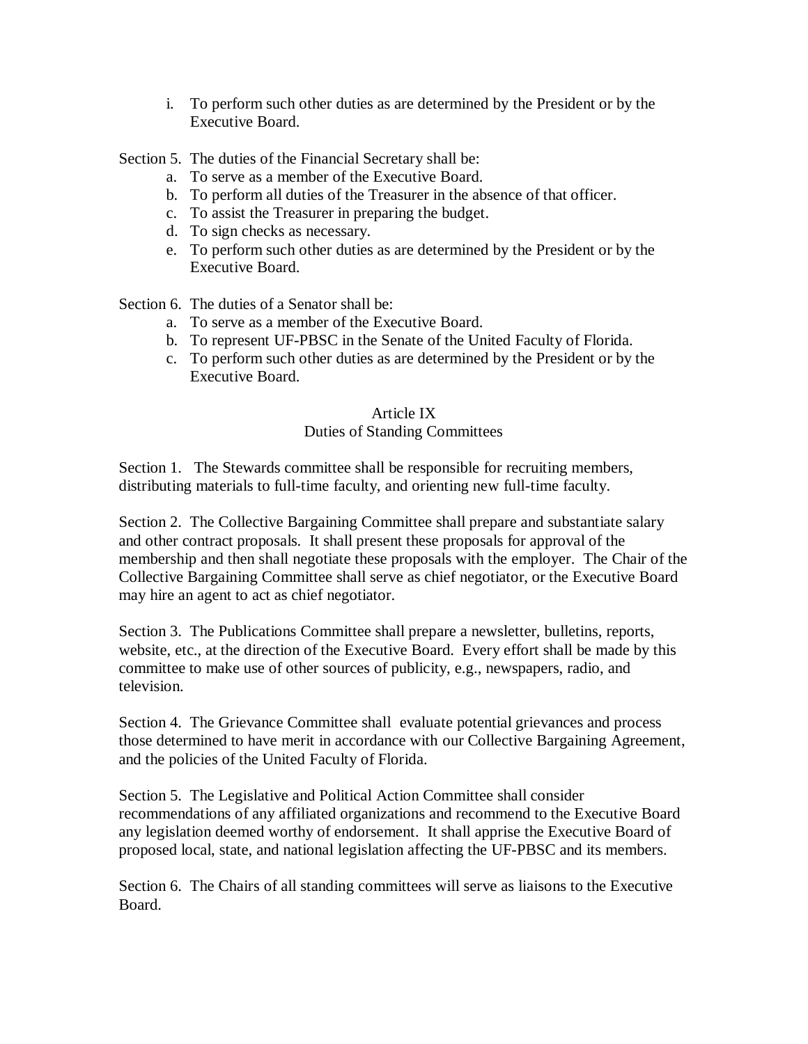i. To perform such other duties as are determined by the President or by the Executive Board.

Section 5. The duties of the Financial Secretary shall be:

a. To serve as a member of the Executive Board.
b. To perform all duties of the Treasurer in the absence of that officer.
c. To assist the Treasurer in preparing the budget.
d. To sign checks as necessary.
e. To perform such other duties as are determined by the President or by the Executive Board.

Section 6. The duties of a Senator shall be:

a. To serve as a member of the Executive Board.
b. To represent UF-PBSC in the Senate of the United Faculty of Florida.
c. To perform such other duties as are determined by the President or by the Executive Board.

## Article IX
## Duties of Standing Committees

Section 1. The Stewards committee shall be responsible for recruiting members, distributing materials to full-time faculty, and orienting new full-time faculty.

Section 2. The Collective Bargaining Committee shall prepare and substantiate salary and other contract proposals. It shall present these proposals for approval of the membership and then shall negotiate these proposals with the employer. The Chair of the Collective Bargaining Committee shall serve as chief negotiator, or the Executive Board may hire an agent to act as chief negotiator.

Section 3. The Publications Committee shall prepare a newsletter, bulletins, reports, website, etc., at the direction of the Executive Board. Every effort shall be made by this committee to make use of other sources of publicity, e.g., newspapers, radio, and television.

Section 4. The Grievance Committee shall evaluate potential grievances and process those determined to have merit in accordance with our Collective Bargaining Agreement, and the policies of the United Faculty of Florida.

Section 5. The Legislative and Political Action Committee shall consider recommendations of any affiliated organizations and recommend to the Executive Board any legislation deemed worthy of endorsement. It shall apprise the Executive Board of proposed local, state, and national legislation affecting the UF-PBSC and its members.

Section 6. The Chairs of all standing committees will serve as liaisons to the Executive Board.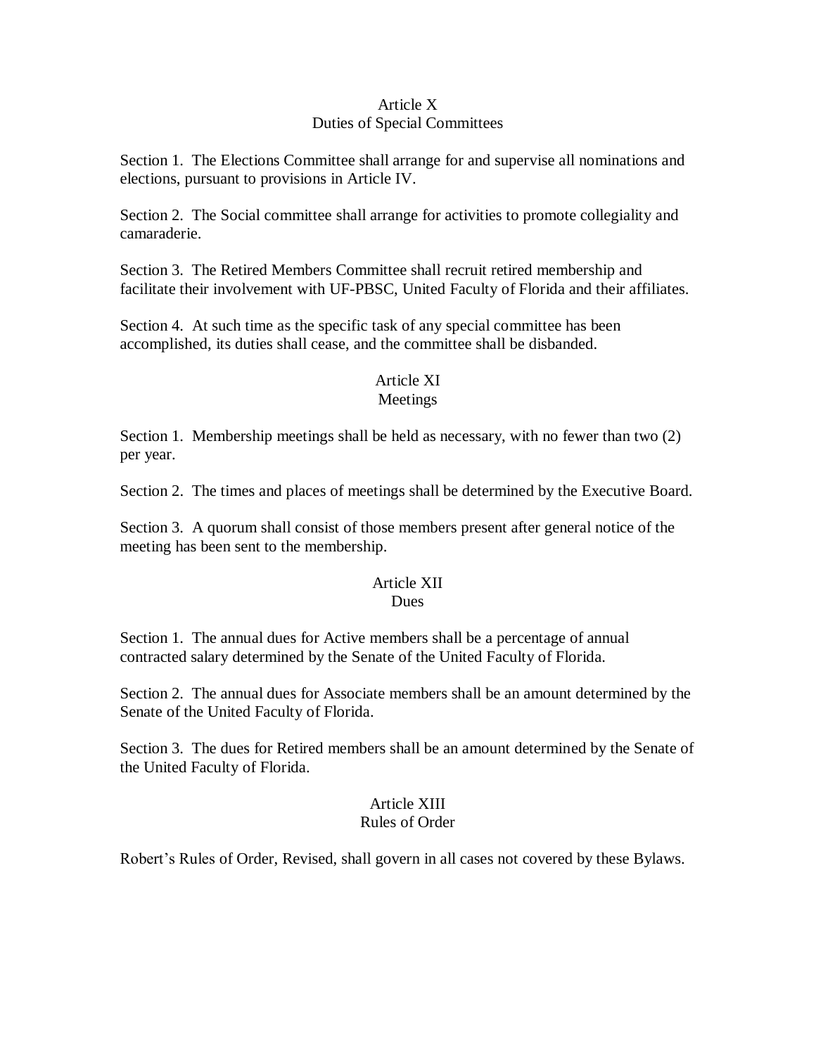## Article X
## Duties of Special Committees

Section 1. The Elections Committee shall arrange for and supervise all nominations and elections, pursuant to provisions in Article IV.

Section 2. The Social committee shall arrange for activities to promote collegiality and camaraderie.

Section 3. The Retired Members Committee shall recruit retired membership and facilitate their involvement with UF-PBSC, United Faculty of Florida and their affiliates.

Section 4. At such time as the specific task of any special committee has been accomplished, its duties shall cease, and the committee shall be disbanded.

## Article XI
## Meetings

Section 1. Membership meetings shall be held as necessary, with no fewer than two (2) per year.

Section 2. The times and places of meetings shall be determined by the Executive Board.

Section 3. A quorum shall consist of those members present after general notice of the meeting has been sent to the membership.

## Article XII
## Dues

Section 1. The annual dues for Active members shall be a percentage of annual contracted salary determined by the Senate of the United Faculty of Florida.

Section 2. The annual dues for Associate members shall be an amount determined by the Senate of the United Faculty of Florida.

Section 3. The dues for Retired members shall be an amount determined by the Senate of the United Faculty of Florida.

## Article XIII
## Rules of Order

Robert's Rules of Order, Revised, shall govern in all cases not covered by these Bylaws.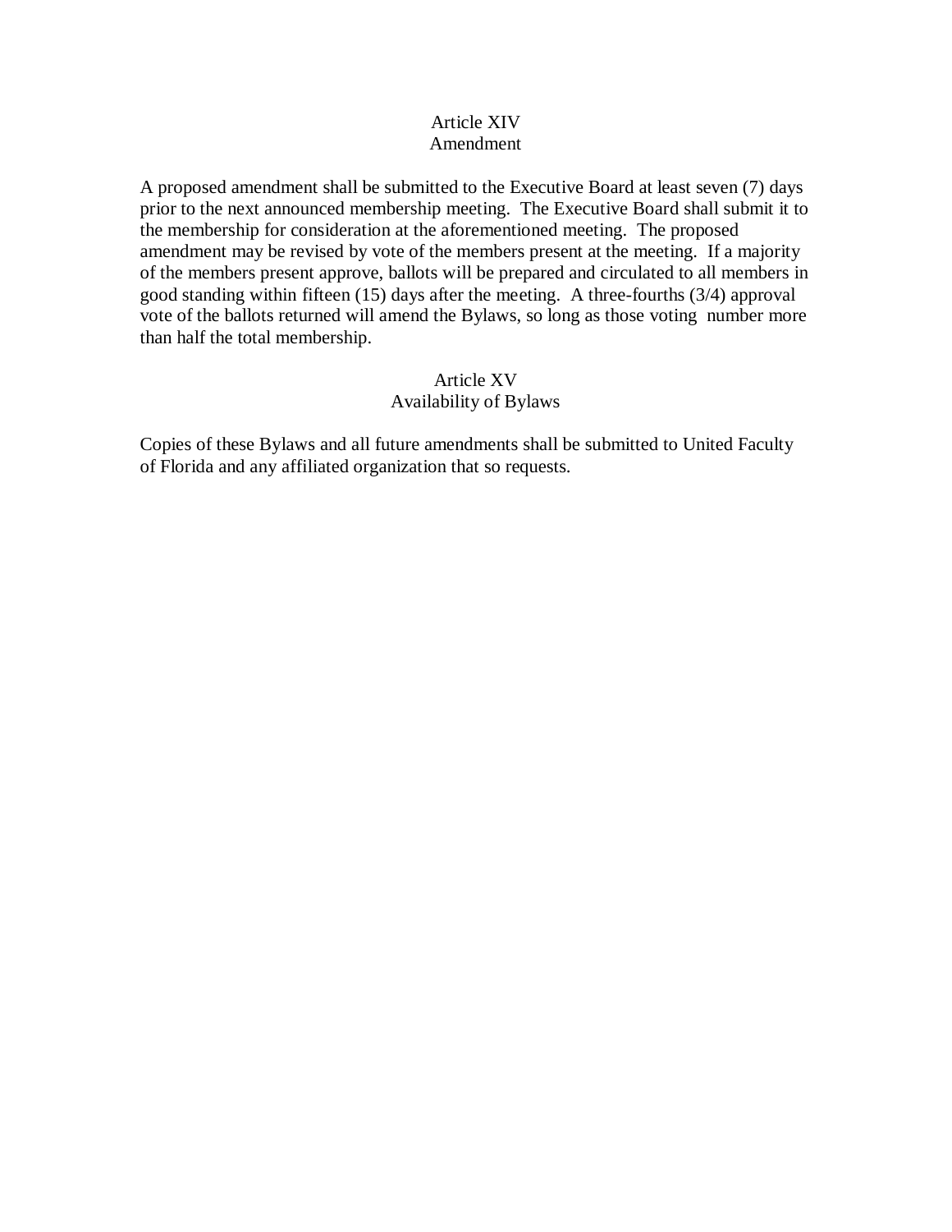## Article XIV
## Amendment

A proposed amendment shall be submitted to the Executive Board at least seven (7) days prior to the next announced membership meeting. The Executive Board shall submit it to the membership for consideration at the aforementioned meeting. The proposed amendment may be revised by vote of the members present at the meeting. If a majority of the members present approve, ballots will be prepared and circulated to all members in good standing within fifteen (15) days after the meeting. A three-fourths (3/4) approval vote of the ballots returned will amend the Bylaws, so long as those voting number more than half the total membership.

## Article XV
## Availability of Bylaws

Copies of these Bylaws and all future amendments shall be submitted to United Faculty of Florida and any affiliated organization that so requests.